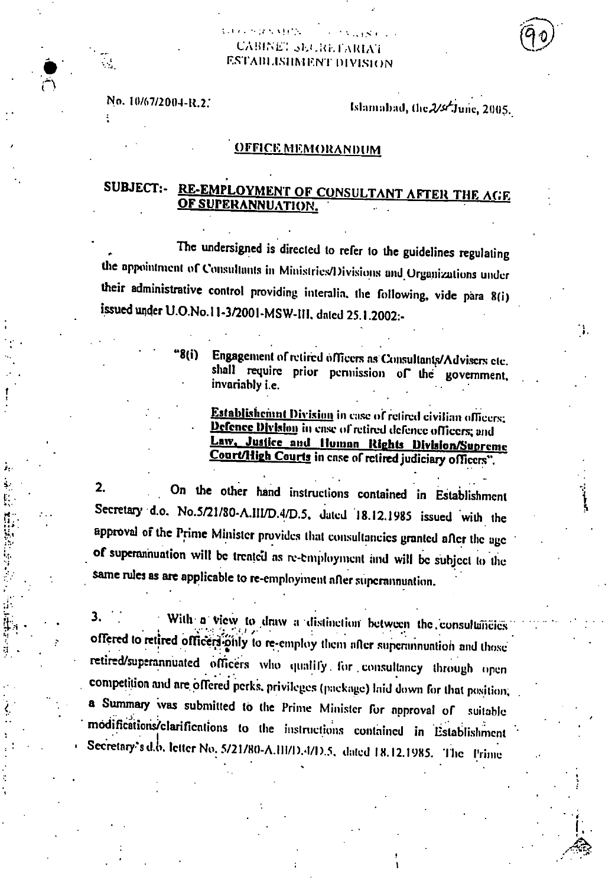GOVERNMENT OF PAKISTAN
CABINET SECRETARIAT
ESTABLISHMENT DIVISION

No. 10/67/2004-R.2.

Islamabad, the 21st June, 2005.

## OFFICE MEMORANDUM

**SUBJECT:- RE-EMPLOYMENT OF CONSULTANT AFTER THE AGE OF SUPERANNUATION.**

The undersigned is directed to refer to the guidelines regulating the appointment of Consultants in Ministries/Divisions and Organizations under their administrative control providing interalia, the following, vide para 8(i) issued under U.O.No.11-3/2001-MSW-III, dated 25.1.2002:-

> "8(i) Engagement of retired officers as Consultants/Advisers etc. shall require prior permission of the government, invariably i.e.
>
> **Establishment Division** in case of retired civilian officers; **Defence Division** in case of retired defence officers; and **Law, Justice and Human Rights Division/Supreme Court/High Courts** in case of retired judiciary officers".

2. On the other hand instructions contained in Establishment Secretary d.o. No.5/21/80-A.III/D.4/D.5, dated 18.12.1985 issued with the approval of the Prime Minister provides that consultancies granted after the age of superannuation will be treated as re-employment and will be subject to the same rules as are applicable to re-employment after superannuation.

3. With a view to draw a distinction between the consultancies offered to retired officers only to re-employ them after superannuation and those retired/superannuated officers who qualify for consultancy through open competition and are offered perks, privileges (package) laid down for that position, a Summary was submitted to the Prime Minister for approval of suitable modifications/clarifications to the instructions contained in Establishment Secretary's d.o. letter No. 5/21/80-A.III/D.4/D.5, dated 18.12.1985. The Prime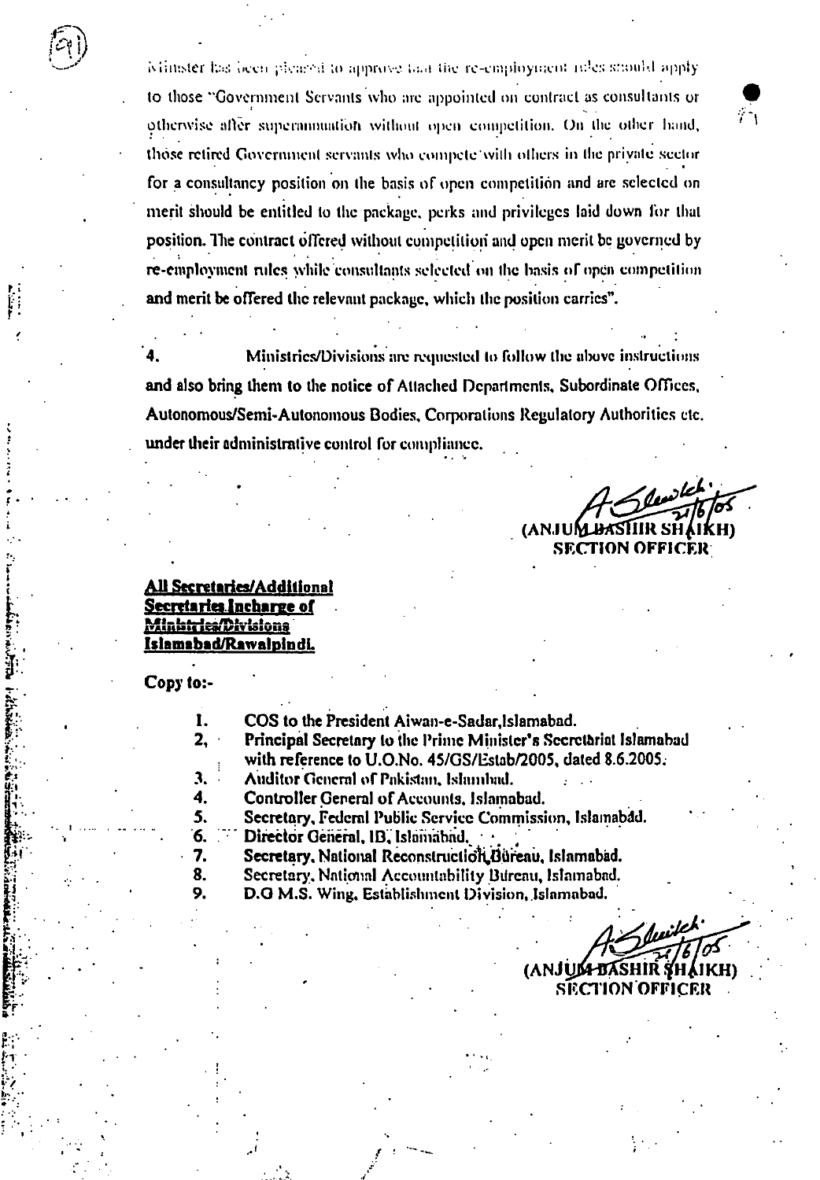Minister has been pleased to approve that the re-employment rules should apply to those "Government Servants who are appointed on contract as consultants or otherwise after superannuation without open competition. On the other hand, those retired Government servants who compete with others in the private sector for a consultancy position on the basis of open competition and are selected on merit should be entitled to the package, perks and privileges laid down for that position. The contract offered without competition and open merit be governed by re-employment rules while consultants selected on the basis of open competition and merit be offered the relevant package, which the position carries".

4. Ministries/Divisions are requested to follow the above instructions and also bring them to the notice of Attached Departments, Subordinate Offices, Autonomous/Semi-Autonomous Bodies, Corporations Regulatory Authorities etc. under their administrative control for compliance.

21/6/05
(ANJUM BASHIR SHAIKH)
SECTION OFFICER

**All Secretaries/Additional Secretaries Incharge of Ministries/Divisions Islamabad/Rawalpindi.**

**Copy to:-**

1. COS to the President Aiwan-e-Sadar, Islamabad.
2. Principal Secretary to the Prime Minister's Secretariat Islamabad with reference to U.O.No. 45/GS/Estab/2005, dated 8.6.2005.
3. Auditor General of Pakistan, Islamabad.
4. Controller General of Accounts, Islamabad.
5. Secretary, Federal Public Service Commission, Islamabad.
6. Director General, IB, Islamabad.
7. Secretary, National Reconstruction Bureau, Islamabad.
8. Secretary, National Accountability Bureau, Islamabad.
9. D.G M.S. Wing, Establishment Division, Islamabad.

21/6/05
(ANJUM BASHIR SHAIKH)
SECTION OFFICER